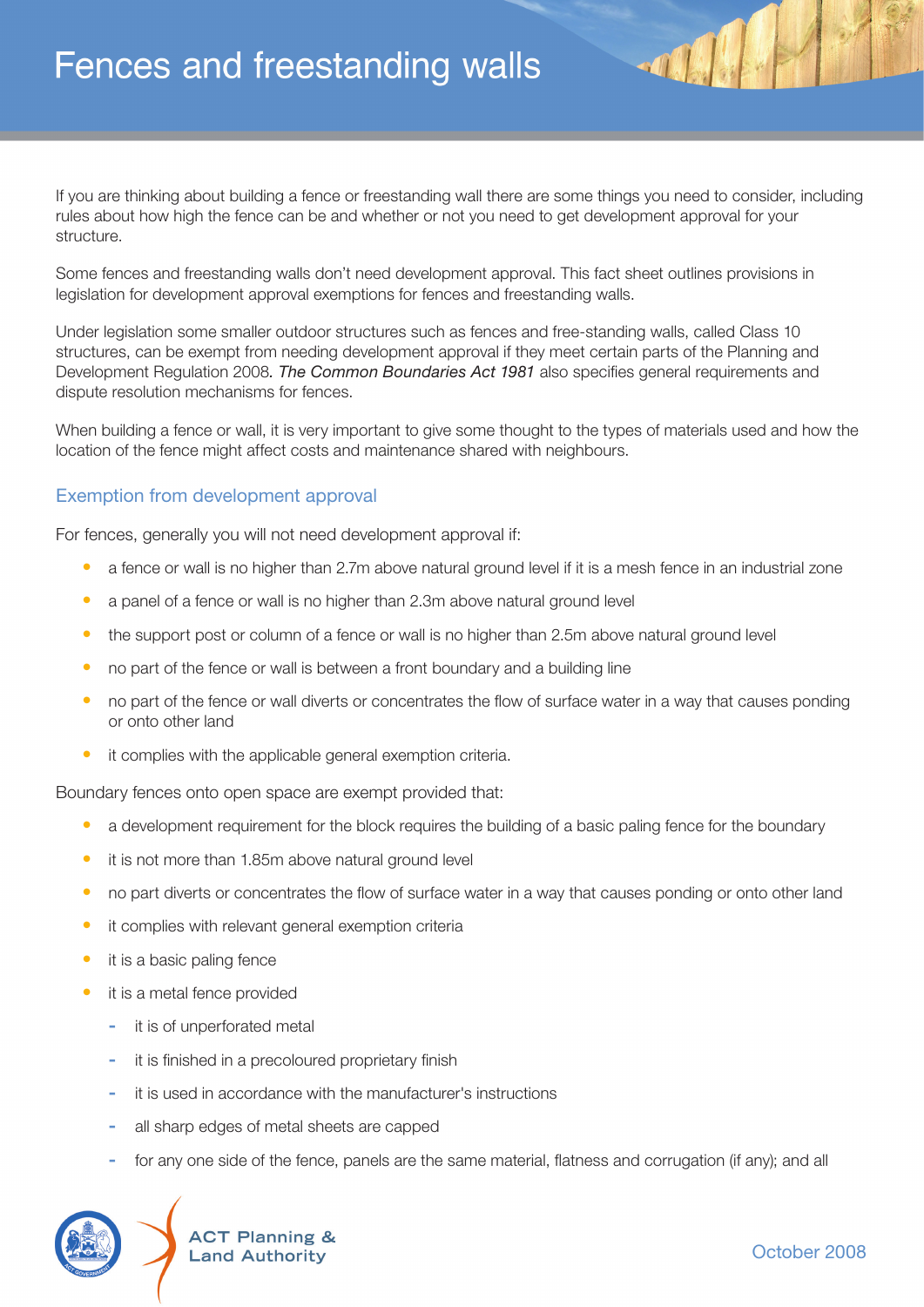# Fences and freestanding walls

If you are thinking about building a fence or freestanding wall there are some things you need to consider, including rules about how high the fence can be and whether or not you need to get development approval for your structure.

Some fences and freestanding walls don't need development approval. This fact sheet outlines provisions in legislation for development approval exemptions for fences and freestanding walls.

Under legislation some smaller outdoor structures such as fences and free-standing walls, called Class 10 structures, can be exempt from needing development approval if they meet certain parts of the Planning and Development Regulation 2008*. The Common Boundaries Act 1981* also specifies general requirements and dispute resolution mechanisms for fences.

When building a fence or wall, it is very important to give some thought to the types of materials used and how the location of the fence might affect costs and maintenance shared with neighbours.

## Exemption from development approval

For fences, generally you will not need development approval if:

- a fence or wall is no higher than 2.7m above natural ground level if it is a mesh fence in an industrial zone
- a panel of a fence or wall is no higher than 2.3m above natural ground level
- the support post or column of a fence or wall is no higher than 2.5m above natural ground level
- no part of the fence or wall is between a front boundary and a building line
- no part of the fence or wall diverts or concentrates the flow of surface water in a way that causes ponding or onto other land
- it complies with the applicable general exemption criteria.

Boundary fences onto open space are exempt provided that:

- a development requirement for the block requires the building of a basic paling fence for the boundary
- it is not more than 1.85m above natural ground level
- no part diverts or concentrates the flow of surface water in a way that causes ponding or onto other land
- it complies with relevant general exemption criteria
- it is a basic paling fence
- it is a metal fence provided
  - it is of unperforated metal
  - it is finished in a precoloured proprietary finish
  - it is used in accordance with the manufacturer's instructions
  - all sharp edges of metal sheets are capped
  - for any one side of the fence, panels are the same material, flatness and corrugation (if any); and all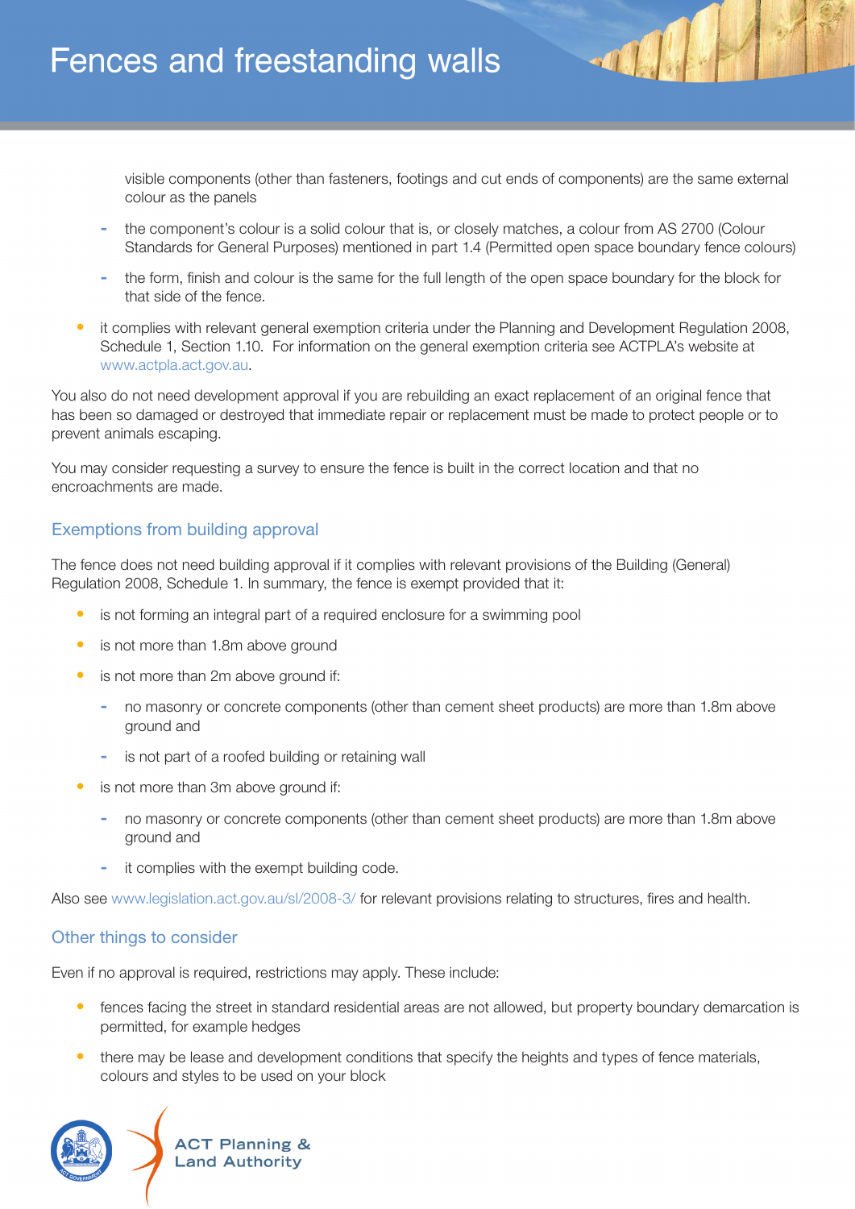visible components (other than fasteners, footings and cut ends of components) are the same external colour as the panels

  - the component's colour is a solid colour that is, or closely matches, a colour from AS 2700 (Colour Standards for General Purposes) mentioned in part 1.4 (Permitted open space boundary fence colours)
  - the form, finish and colour is the same for the full length of the open space boundary for the block for that side of the fence.

- it complies with relevant general exemption criteria under the Planning and Development Regulation 2008, Schedule 1, Section 1.10. For information on the general exemption criteria see ACTPLA's website at www.actpla.act.gov.au.

You also do not need development approval if you are rebuilding an exact replacement of an original fence that has been so damaged or destroyed that immediate repair or replacement must be made to protect people or to prevent animals escaping.

You may consider requesting a survey to ensure the fence is built in the correct location and that no encroachments are made.

## Exemptions from building approval

The fence does not need building approval if it complies with relevant provisions of the Building (General) Regulation 2008, Schedule 1. In summary, the fence is exempt provided that it:

- is not forming an integral part of a required enclosure for a swimming pool
- is not more than 1.8m above ground
- is not more than 2m above ground if:
  - no masonry or concrete components (other than cement sheet products) are more than 1.8m above ground and
  - is not part of a roofed building or retaining wall
- is not more than 3m above ground if:
  - no masonry or concrete components (other than cement sheet products) are more than 1.8m above ground and
  - it complies with the exempt building code.

Also see www.legislation.act.gov.au/sl/2008-3/ for relevant provisions relating to structures, fires and health.

## Other things to consider

Even if no approval is required, restrictions may apply. These include:

- fences facing the street in standard residential areas are not allowed, but property boundary demarcation is permitted, for example hedges
- there may be lease and development conditions that specify the heights and types of fence materials, colours and styles to be used on your block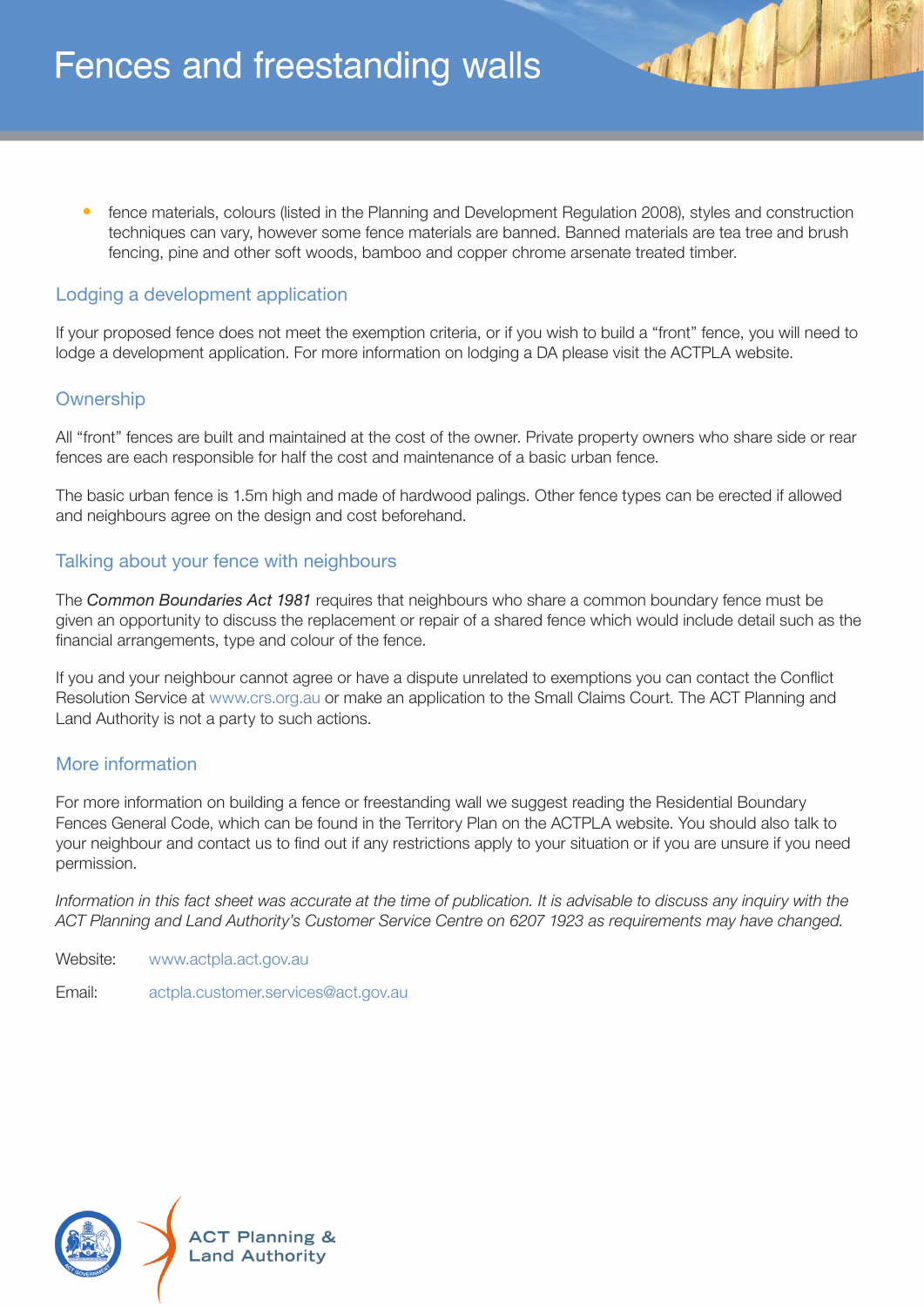- fence materials, colours (listed in the Planning and Development Regulation 2008), styles and construction techniques can vary, however some fence materials are banned. Banned materials are tea tree and brush fencing, pine and other soft woods, bamboo and copper chrome arsenate treated timber.

## Lodging a development application

If your proposed fence does not meet the exemption criteria, or if you wish to build a "front" fence, you will need to lodge a development application. For more information on lodging a DA please visit the ACTPLA website.

## Ownership

All "front" fences are built and maintained at the cost of the owner. Private property owners who share side or rear fences are each responsible for half the cost and maintenance of a basic urban fence.

The basic urban fence is 1.5m high and made of hardwood palings. Other fence types can be erected if allowed and neighbours agree on the design and cost beforehand.

## Talking about your fence with neighbours

The *Common Boundaries Act 1981* requires that neighbours who share a common boundary fence must be given an opportunity to discuss the replacement or repair of a shared fence which would include detail such as the financial arrangements, type and colour of the fence.

If you and your neighbour cannot agree or have a dispute unrelated to exemptions you can contact the Conflict Resolution Service at www.crs.org.au or make an application to the Small Claims Court. The ACT Planning and Land Authority is not a party to such actions.

## More information

For more information on building a fence or freestanding wall we suggest reading the Residential Boundary Fences General Code, which can be found in the Territory Plan on the ACTPLA website. You should also talk to your neighbour and contact us to find out if any restrictions apply to your situation or if you are unsure if you need permission.

*Information in this fact sheet was accurate at the time of publication. It is advisable to discuss any inquiry with the ACT Planning and Land Authority's Customer Service Centre on 6207 1923 as requirements may have changed.*

Website: www.actpla.act.gov.au

Email: actpla.customer.services@act.gov.au

ACT Planning & Land Authority